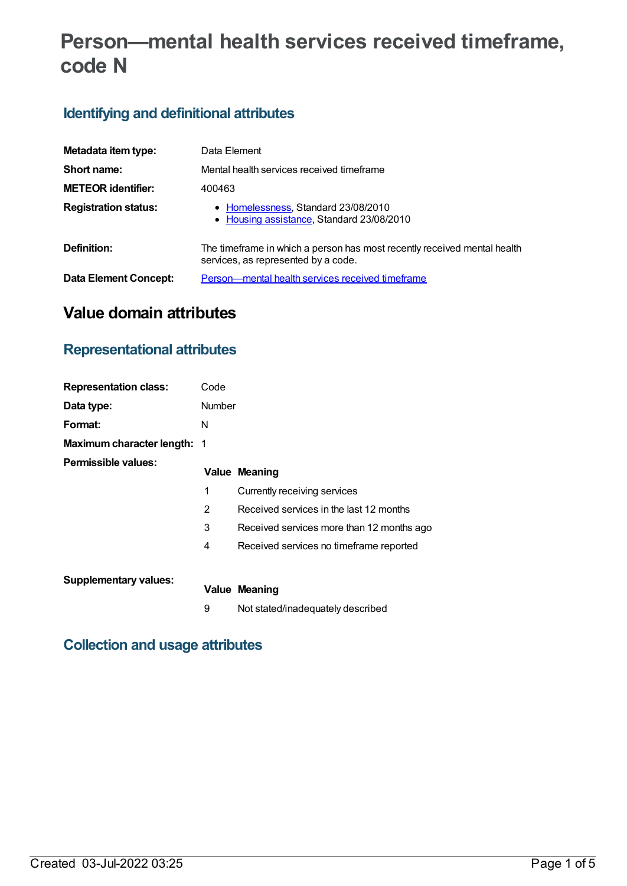# Person—mental health services received timeframe, code N

## Identifying and definitional attributes

| | |
|---|---|
| **Metadata item type:** | Data Element |
| **Short name:** | Mental health services received timeframe |
| **METEOR identifier:** | 400463 |
| **Registration status:** | • Homelessness, Standard 23/08/2010<br>• Housing assistance, Standard 23/08/2010 |
| **Definition:** | The timeframe in which a person has most recently received mental health services, as represented by a code. |
| **Data Element Concept:** | Person—mental health services received timeframe |

# Value domain attributes

## Representational attributes

| | |
|---|---|
| **Representation class:** | Code |
| **Data type:** | Number |
| **Format:** | N |
| **Maximum character length:** | 1 |

**Permissible values:**

| Value | Meaning |
|---|---|
| 1 | Currently receiving services |
| 2 | Received services in the last 12 months |
| 3 | Received services more than 12 months ago |
| 4 | Received services no timeframe reported |

**Supplementary values:**

| Value | Meaning |
|---|---|
| 9 | Not stated/inadequately described |

## Collection and usage attributes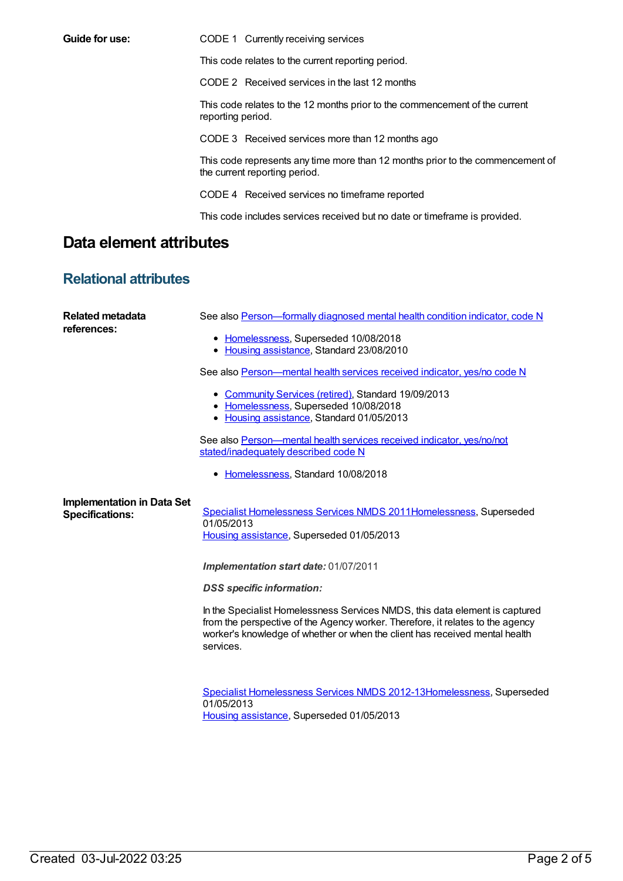**Guide for use:**

CODE 1 Currently receiving services

This code relates to the current reporting period.

CODE 2 Received services in the last 12 months

This code relates to the 12 months prior to the commencement of the current reporting period.

CODE 3 Received services more than 12 months ago

This code represents any time more than 12 months prior to the commencement of the current reporting period.

CODE 4 Received services no timeframe reported

This code includes services received but no date or timeframe is provided.

# Data element attributes

## Relational attributes

**Related metadata references:**

See also Person—formally diagnosed mental health condition indicator, code N

- Homelessness, Superseded 10/08/2018
- Housing assistance, Standard 23/08/2010

See also Person—mental health services received indicator, yes/no code N

- Community Services (retired), Standard 19/09/2013
- Homelessness, Superseded 10/08/2018
- Housing assistance, Standard 01/05/2013

See also Person—mental health services received indicator, yes/no/not stated/inadequately described code N

- Homelessness, Standard 10/08/2018

**Implementation in Data Set Specifications:**

Specialist Homelessness Services NMDS 2011Homelessness, Superseded 01/05/2013
Housing assistance, Superseded 01/05/2013

***Implementation start date:*** 01/07/2011

***DSS specific information:***

In the Specialist Homelessness Services NMDS, this data element is captured from the perspective of the Agency worker. Therefore, it relates to the agency worker's knowledge of whether or when the client has received mental health services.

Specialist Homelessness Services NMDS 2012-13Homelessness, Superseded 01/05/2013
Housing assistance, Superseded 01/05/2013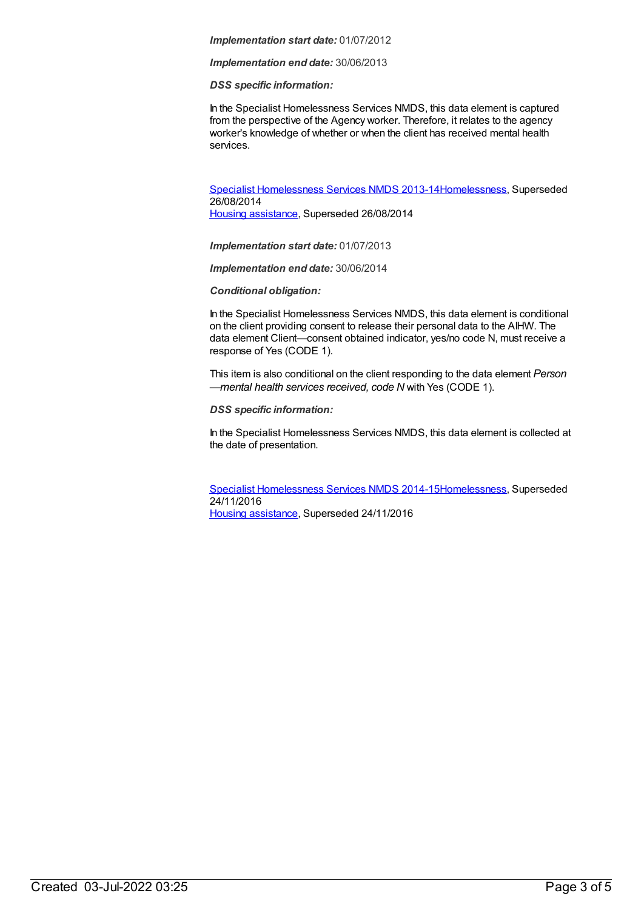***Implementation start date:*** 01/07/2012

***Implementation end date:*** 30/06/2013

***DSS specific information:***

In the Specialist Homelessness Services NMDS, this data element is captured from the perspective of the Agency worker. Therefore, it relates to the agency worker's knowledge of whether or when the client has received mental health services.

Specialist Homelessness Services NMDS 2013-14Homelessness, Superseded 26/08/2014
Housing assistance, Superseded 26/08/2014

***Implementation start date:*** 01/07/2013

***Implementation end date:*** 30/06/2014

***Conditional obligation:***

In the Specialist Homelessness Services NMDS, this data element is conditional on the client providing consent to release their personal data to the AIHW. The data element Client—consent obtained indicator, yes/no code N, must receive a response of Yes (CODE 1).

This item is also conditional on the client responding to the data element *Person —mental health services received, code N* with Yes (CODE 1).

***DSS specific information:***

In the Specialist Homelessness Services NMDS, this data element is collected at the date of presentation.

Specialist Homelessness Services NMDS 2014-15Homelessness, Superseded 24/11/2016
Housing assistance, Superseded 24/11/2016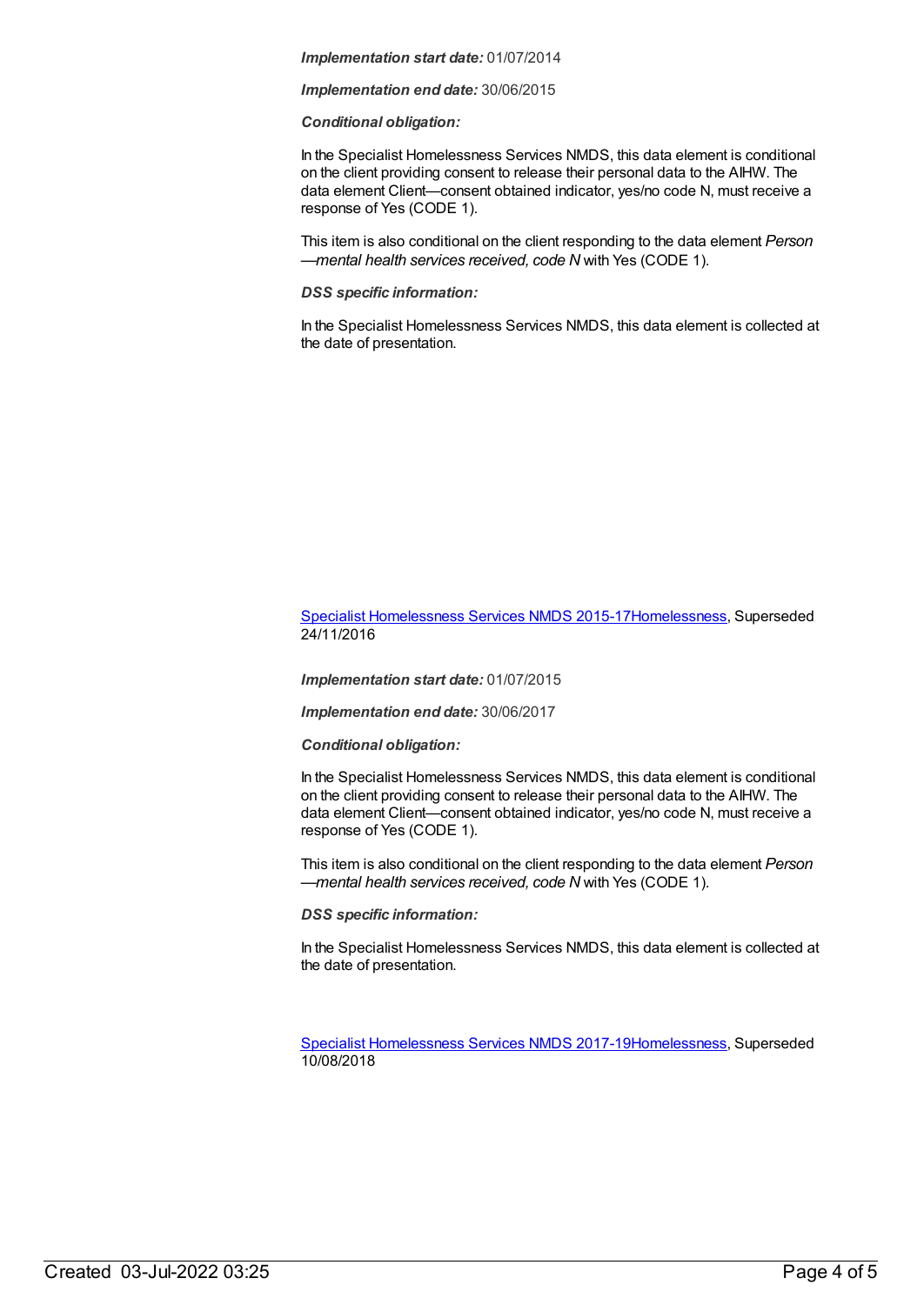***Implementation start date:*** 01/07/2014

***Implementation end date:*** 30/06/2015

***Conditional obligation:***

In the Specialist Homelessness Services NMDS, this data element is conditional on the client providing consent to release their personal data to the AIHW. The data element Client—consent obtained indicator, yes/no code N, must receive a response of Yes (CODE 1).

This item is also conditional on the client responding to the data element *Person—mental health services received, code N* with Yes (CODE 1).

***DSS specific information:***

In the Specialist Homelessness Services NMDS, this data element is collected at the date of presentation.

[Specialist Homelessness Services NMDS 2015-17Homelessness](), Superseded 24/11/2016

***Implementation start date:*** 01/07/2015

***Implementation end date:*** 30/06/2017

***Conditional obligation:***

In the Specialist Homelessness Services NMDS, this data element is conditional on the client providing consent to release their personal data to the AIHW. The data element Client—consent obtained indicator, yes/no code N, must receive a response of Yes (CODE 1).

This item is also conditional on the client responding to the data element *Person—mental health services received, code N* with Yes (CODE 1).

***DSS specific information:***

In the Specialist Homelessness Services NMDS, this data element is collected at the date of presentation.

[Specialist Homelessness Services NMDS 2017-19Homelessness](), Superseded 10/08/2018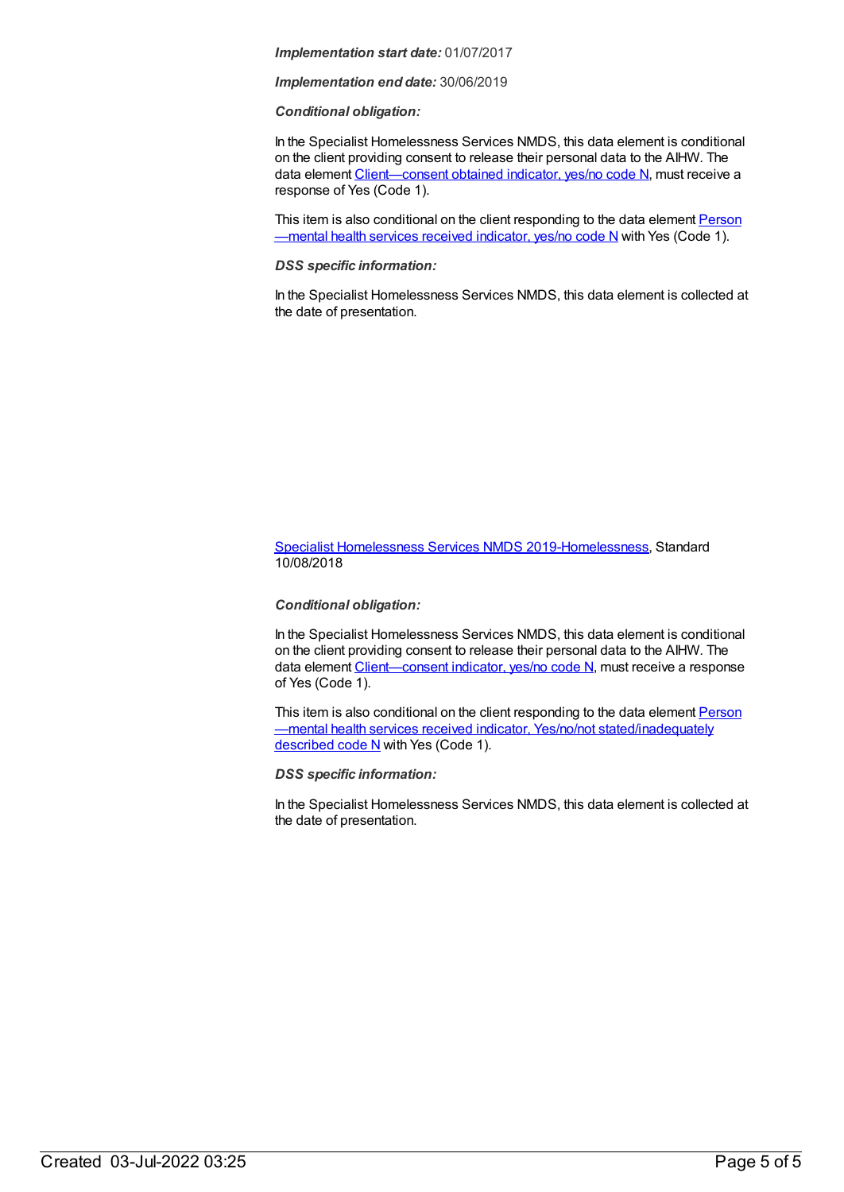***Implementation start date:*** 01/07/2017

***Implementation end date:*** 30/06/2019

***Conditional obligation:***

In the Specialist Homelessness Services NMDS, this data element is conditional on the client providing consent to release their personal data to the AIHW. The data element Client—consent obtained indicator, yes/no code N, must receive a response of Yes (Code 1).

This item is also conditional on the client responding to the data element Person—mental health services received indicator, yes/no code N with Yes (Code 1).

***DSS specific information:***

In the Specialist Homelessness Services NMDS, this data element is collected at the date of presentation.

Specialist Homelessness Services NMDS 2019-Homelessness, Standard 10/08/2018

***Conditional obligation:***

In the Specialist Homelessness Services NMDS, this data element is conditional on the client providing consent to release their personal data to the AIHW. The data element Client—consent indicator, yes/no code N, must receive a response of Yes (Code 1).

This item is also conditional on the client responding to the data element Person—mental health services received indicator, Yes/no/not stated/inadequately described code N with Yes (Code 1).

***DSS specific information:***

In the Specialist Homelessness Services NMDS, this data element is collected at the date of presentation.